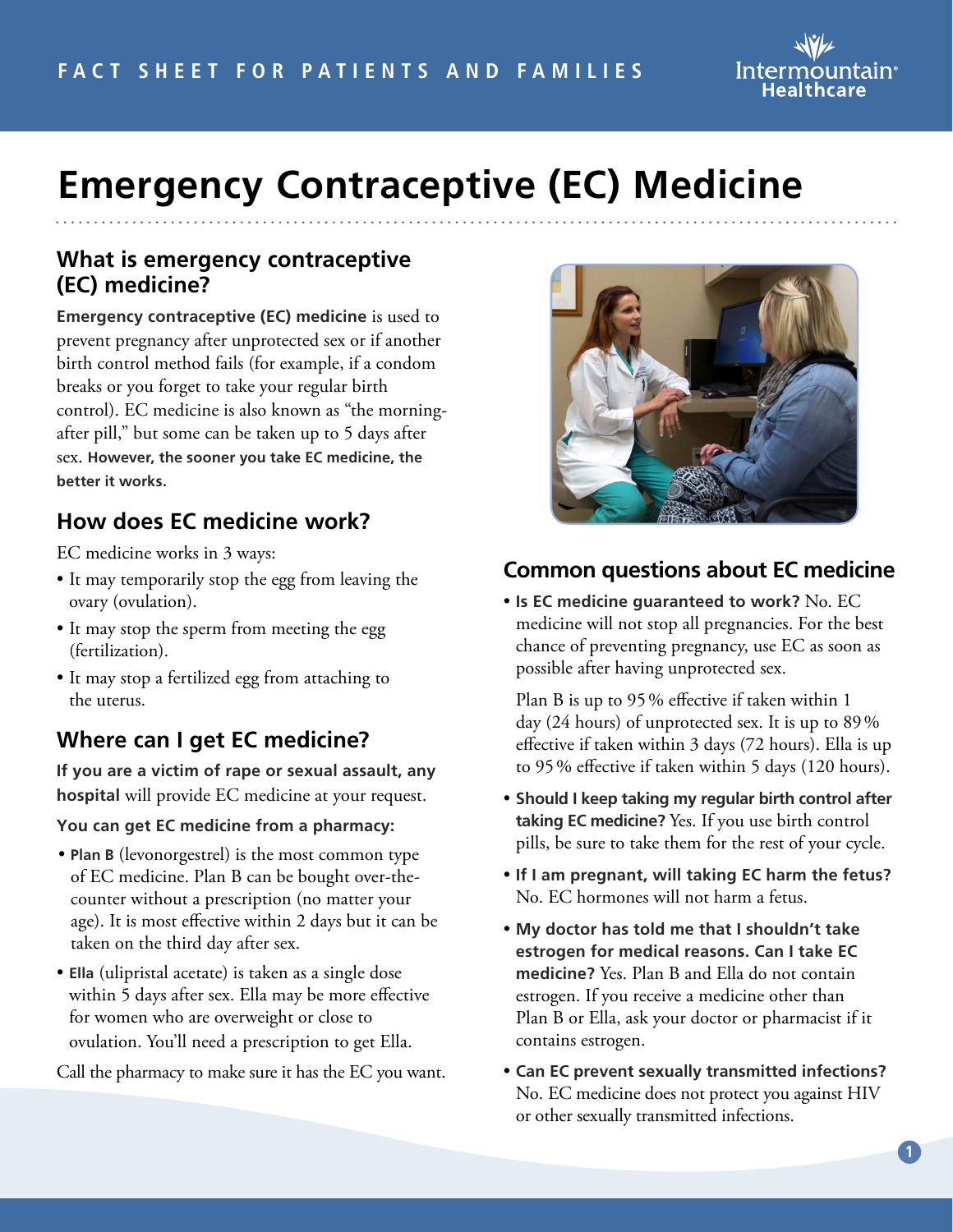# Emergency Contraceptive (EC) Medicine

## What is emergency contraceptive (EC) medicine?

**Emergency contraceptive (EC) medicine** is used to prevent pregnancy after unprotected sex or if another birth control method fails (for example, if a condom breaks or you forget to take your regular birth control). EC medicine is also known as "the morning-after pill," but some can be taken up to 5 days after sex. **However, the sooner you take EC medicine, the better it works.**

## How does EC medicine work?

EC medicine works in 3 ways:

- It may temporarily stop the egg from leaving the ovary (ovulation).
- It may stop the sperm from meeting the egg (fertilization).
- It may stop a fertilized egg from attaching to the uterus.

## Where can I get EC medicine?

**If you are a victim of rape or sexual assault, any hospital** will provide EC medicine at your request.

**You can get EC medicine from a pharmacy:**

- **Plan B** (levonorgestrel) is the most common type of EC medicine. Plan B can be bought over-the-counter without a prescription (no matter your age). It is most effective within 2 days but it can be taken on the third day after sex.
- **Ella** (ulipristal acetate) is taken as a single dose within 5 days after sex. Ella may be more effective for women who are overweight or close to ovulation. You'll need a prescription to get Ella.

Call the pharmacy to make sure it has the EC you want.

## Common questions about EC medicine

- **Is EC medicine guaranteed to work?** No. EC medicine will not stop all pregnancies. For the best chance of preventing pregnancy, use EC as soon as possible after having unprotected sex.

  Plan B is up to 95% effective if taken within 1 day (24 hours) of unprotected sex. It is up to 89% effective if taken within 3 days (72 hours). Ella is up to 95% effective if taken within 5 days (120 hours).

- **Should I keep taking my regular birth control after taking EC medicine?** Yes. If you use birth control pills, be sure to take them for the rest of your cycle.
- **If I am pregnant, will taking EC harm the fetus?** No. EC hormones will not harm a fetus.
- **My doctor has told me that I shouldn't take estrogen for medical reasons. Can I take EC medicine?** Yes. Plan B and Ella do not contain estrogen. If you receive a medicine other than Plan B or Ella, ask your doctor or pharmacist if it contains estrogen.
- **Can EC prevent sexually transmitted infections?** No. EC medicine does not protect you against HIV or other sexually transmitted infections.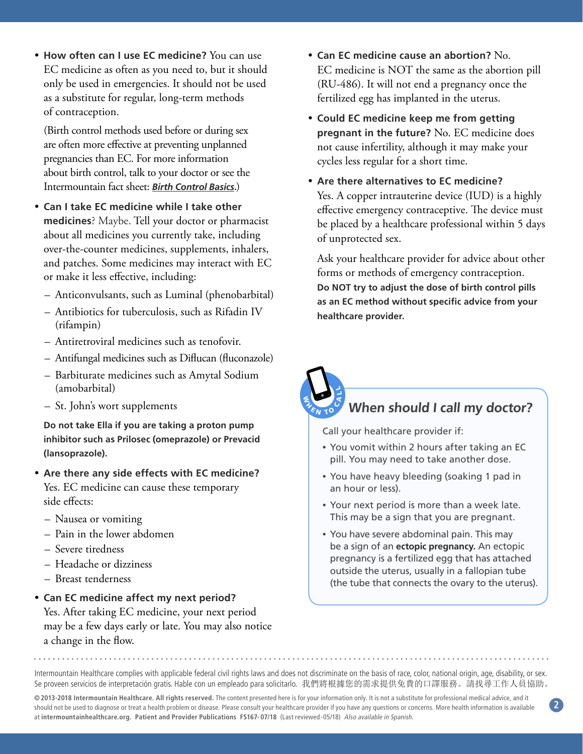- **How often can I use EC medicine?** You can use EC medicine as often as you need to, but it should only be used in emergencies. It should not be used as a substitute for regular, long-term methods of contraception.

  (Birth control methods used before or during sex are often more effective at preventing unplanned pregnancies than EC. For more information about birth control, talk to your doctor or see the Intermountain fact sheet: ***Birth Control Basics***.)

- **Can I take EC medicine while I take other medicines**? Maybe. Tell your doctor or pharmacist about all medicines you currently take, including over-the-counter medicines, supplements, inhalers, and patches. Some medicines may interact with EC or make it less effective, including:
  - Anticonvulsants, such as Luminal (phenobarbital)
  - Antibiotics for tuberculosis, such as Rifadin IV (rifampin)
  - Antiretroviral medicines such as tenofovir.
  - Antifungal medicines such as Diflucan (fluconazole)
  - Barbiturate medicines such as Amytal Sodium (amobarbital)
  - St. John's wort supplements

  **Do not take Ella if you are taking a proton pump inhibitor such as Prilosec (omeprazole) or Prevacid (lansoprazole).**

- **Are there any side effects with EC medicine?** Yes. EC medicine can cause these temporary side effects:
  - Nausea or vomiting
  - Pain in the lower abdomen
  - Severe tiredness
  - Headache or dizziness
  - Breast tenderness

- **Can EC medicine affect my next period?** Yes. After taking EC medicine, your next period may be a few days early or late. You may also notice a change in the flow.

- **Can EC medicine cause an abortion?** No. EC medicine is NOT the same as the abortion pill (RU-486). It will not end a pregnancy once the fertilized egg has implanted in the uterus.

- **Could EC medicine keep me from getting pregnant in the future?** No. EC medicine does not cause infertility, although it may make your cycles less regular for a short time.

- **Are there alternatives to EC medicine?** Yes. A copper intrauterine device (IUD) is a highly effective emergency contraceptive. The device must be placed by a healthcare professional within 5 days of unprotected sex.

  Ask your healthcare provider for advice about other forms or methods of emergency contraception. **Do NOT try to adjust the dose of birth control pills as an EC method without specific advice from your healthcare provider.**

WHEN TO CALL

## *When should I call my doctor?*

Call your healthcare provider if:

- You vomit within 2 hours after taking an EC pill. You may need to take another dose.
- You have heavy bleeding (soaking 1 pad in an hour or less).
- Your next period is more than a week late. This may be a sign that you are pregnant.
- You have severe abdominal pain. This may be a sign of an **ectopic pregnancy.** An ectopic pregnancy is a fertilized egg that has attached outside the uterus, usually in a fallopian tube (the tube that connects the ovary to the uterus).

Intermountain Healthcare complies with applicable federal civil rights laws and does not discriminate on the basis of race, color, national origin, age, disability, or sex. Se proveen servicios de interpretación gratis. Hable con un empleado para solicitarlo. 我們將根據您的需求提供免費的口譯服務。請找尋工作人員協助。

**© 2013-2018 Intermountain Healthcare. All rights reserved.** The content presented here is for your information only. It is not a substitute for professional medical advice, and it should not be used to diagnose or treat a health problem or disease. Please consult your healthcare provider if you have any questions or concerns. More health information is available at **intermountainhealthcare.org. Patient and Provider Publications FS167-07/18** (Last reviewed-05/18) *Also available in Spanish.*